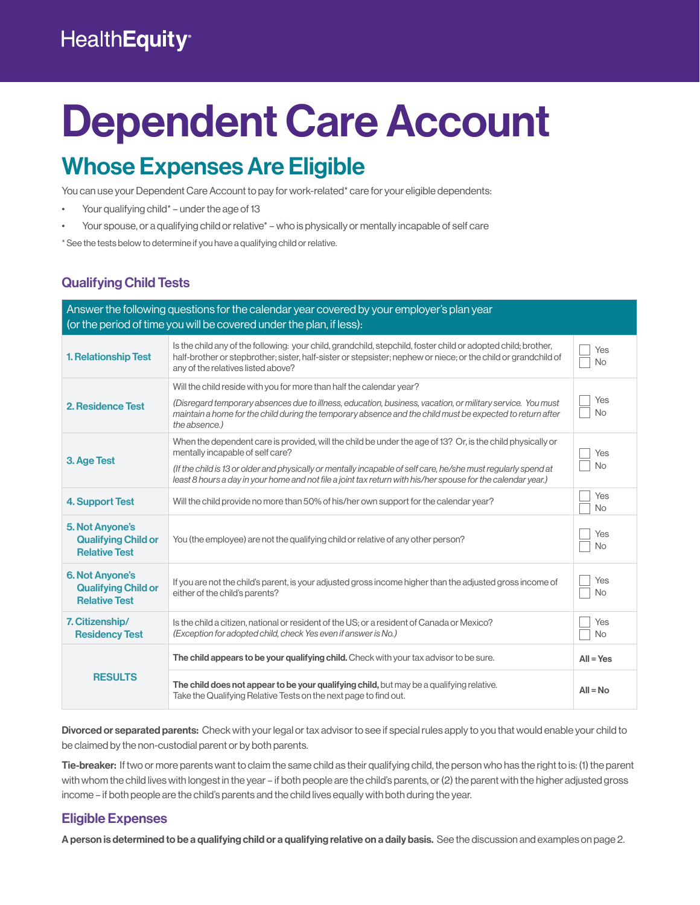HealthEquity

# Dependent Care Account

## Whose Expenses Are Eligible

You can use your Dependent Care Account to pay for work-related* care for your eligible dependents:

- Your qualifying child* – under the age of 13
- Your spouse, or a qualifying child or relative* – who is physically or mentally incapable of self care

\* See the tests below to determine if you have a qualifying child or relative.

### Qualifying Child Tests

| Answer the following questions for the calendar year covered by your employer's plan year (or the period of time you will be covered under the plan, if less): | | |
|---|---|---|
| **1. Relationship Test** | Is the child any of the following: your child, grandchild, stepchild, foster child or adopted child; brother, half-brother or stepbrother; sister, half-sister or stepsister; nephew or niece; or the child or grandchild of any of the relatives listed above? | ☐ Yes ☐ No |
| **2. Residence Test** | Will the child reside with you for more than half the calendar year? *(Disregard temporary absences due to illness, education, business, vacation, or military service. You must maintain a home for the child during the temporary absence and the child must be expected to return after the absence.)* | ☐ Yes ☐ No |
| **3. Age Test** | When the dependent care is provided, will the child be under the age of 13? Or, is the child physically or mentally incapable of self care? *(If the child is 13 or older and physically or mentally incapable of self care, he/she must regularly spend at least 8 hours a day in your home and not file a joint tax return with his/her spouse for the calendar year.)* | ☐ Yes ☐ No |
| **4. Support Test** | Will the child provide no more than 50% of his/her own support for the calendar year? | ☐ Yes ☐ No |
| **5. Not Anyone's Qualifying Child or Relative Test** | You (the employee) are not the qualifying child or relative of any other person? | ☐ Yes ☐ No |
| **6. Not Anyone's Qualifying Child or Relative Test** | If you are not the child's parent, is your adjusted gross income higher than the adjusted gross income of either of the child's parents? | ☐ Yes ☐ No |
| **7. Citizenship/ Residency Test** | Is the child a citizen, national or resident of the US; or a resident of Canada or Mexico? *(Exception for adopted child, check Yes even if answer is No.)* | ☐ Yes ☐ No |
| **RESULTS** | **The child appears to be your qualifying child.** Check with your tax advisor to be sure. | **All = Yes** |
| | **The child does not appear to be your qualifying child,** but may be a qualifying relative. Take the Qualifying Relative Tests on the next page to find out. | **All = No** |

**Divorced or separated parents:** Check with your legal or tax advisor to see if special rules apply to you that would enable your child to be claimed by the non-custodial parent or by both parents.

**Tie-breaker:** If two or more parents want to claim the same child as their qualifying child, the person who has the right to is: (1) the parent with whom the child lives with longest in the year – if both people are the child's parents, or (2) the parent with the higher adjusted gross income – if both people are the child's parents and the child lives equally with both during the year.

### Eligible Expenses

**A person is determined to be a qualifying child or a qualifying relative on a daily basis.** See the discussion and examples on page 2.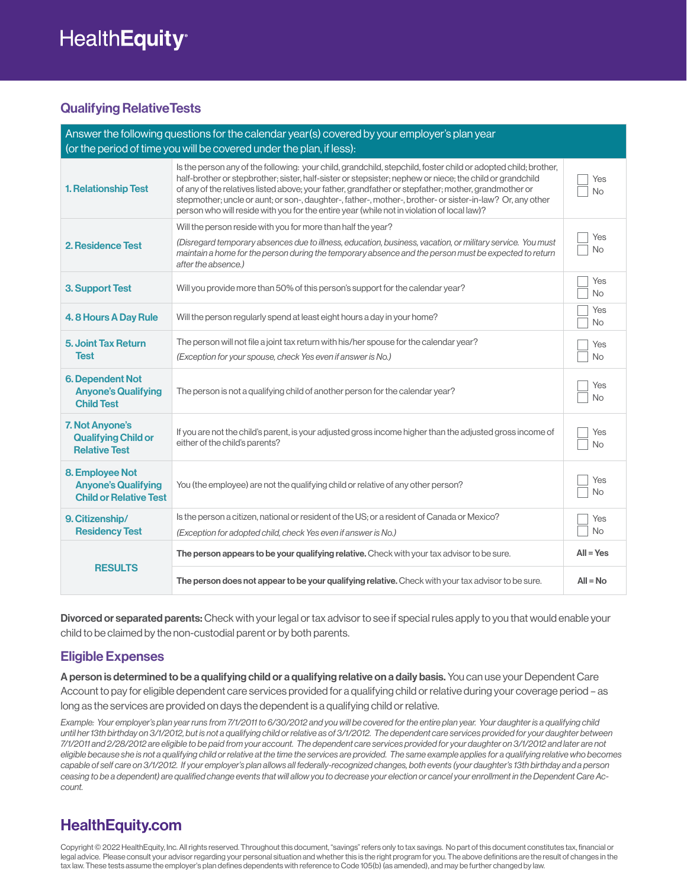HealthEquity®

## Qualifying Relative Tests

| Answer the following questions for the calendar year(s) covered by your employer's plan year (or the period of time you will be covered under the plan, if less): | | |
|---|---|---|
| **1. Relationship Test** | Is the person any of the following: your child, grandchild, stepchild, foster child or adopted child; brother, half-brother or stepbrother; sister, half-sister or stepsister; nephew or niece; the child or grandchild of any of the relatives listed above; your father, grandfather or stepfather; mother, grandmother or stepmother; uncle or aunt; or son-, daughter-, father-, mother-, brother- or sister-in-law? Or, any other person who will reside with you for the entire year (while not in violation of local law)? | ☐ Yes ☐ No |
| **2. Residence Test** | Will the person reside with you for more than half the year? *(Disregard temporary absences due to illness, education, business, vacation, or military service. You must maintain a home for the person during the temporary absence and the person must be expected to return after the absence.)* | ☐ Yes ☐ No |
| **3. Support Test** | Will you provide more than 50% of this person's support for the calendar year? | ☐ Yes ☐ No |
| **4. 8 Hours A Day Rule** | Will the person regularly spend at least eight hours a day in your home? | ☐ Yes ☐ No |
| **5. Joint Tax Return Test** | The person will not file a joint tax return with his/her spouse for the calendar year? *(Exception for your spouse, check Yes even if answer is No.)* | ☐ Yes ☐ No |
| **6. Dependent Not Anyone's Qualifying Child Test** | The person is not a qualifying child of another person for the calendar year? | ☐ Yes ☐ No |
| **7. Not Anyone's Qualifying Child or Relative Test** | If you are not the child's parent, is your adjusted gross income higher than the adjusted gross income of either of the child's parents? | ☐ Yes ☐ No |
| **8. Employee Not Anyone's Qualifying Child or Relative Test** | You (the employee) are not the qualifying child or relative of any other person? | ☐ Yes ☐ No |
| **9. Citizenship/ Residency Test** | Is the person a citizen, national or resident of the US; or a resident of Canada or Mexico? *(Exception for adopted child, check Yes even if answer is No.)* | ☐ Yes ☐ No |
| **RESULTS** | **The person appears to be your qualifying relative.** Check with your tax advisor to be sure. | **All = Yes** |
| | **The person does not appear to be your qualifying relative.** Check with your tax advisor to be sure. | **All = No** |

**Divorced or separated parents:** Check with your legal or tax advisor to see if special rules apply to you that would enable your child to be claimed by the non-custodial parent or by both parents.

## Eligible Expenses

**A person is determined to be a qualifying child or a qualifying relative on a daily basis.** You can use your Dependent Care Account to pay for eligible dependent care services provided for a qualifying child or relative during your coverage period – as long as the services are provided on days the dependent is a qualifying child or relative.

*Example: Your employer's plan year runs from 7/1/2011 to 6/30/2012 and you will be covered for the entire plan year. Your daughter is a qualifying child until her 13th birthday on 3/1/2012, but is not a qualifying child or relative as of 3/1/2012. The dependent care services provided for your daughter between 7/1/2011 and 2/28/2012 are eligible to be paid from your account. The dependent care services provided for your daughter on 3/1/2012 and later are not eligible because she is not a qualifying child or relative at the time the services are provided. The same example applies for a qualifying relative who becomes capable of self care on 3/1/2012. If your employer's plan allows all federally-recognized changes, both events (your daughter's 13th birthday and a person ceasing to be a dependent) are qualified change events that will allow you to decrease your election or cancel your enrollment in the Dependent Care Account.*

## HealthEquity.com

Copyright © 2022 HealthEquity, Inc. All rights reserved. Throughout this document, "savings" refers only to tax savings. No part of this document constitutes tax, financial or legal advice. Please consult your advisor regarding your personal situation and whether this is the right program for you. The above definitions are the result of changes in the tax law. These tests assume the employer's plan defines dependents with reference to Code 105(b) (as amended), and may be further changed by law.